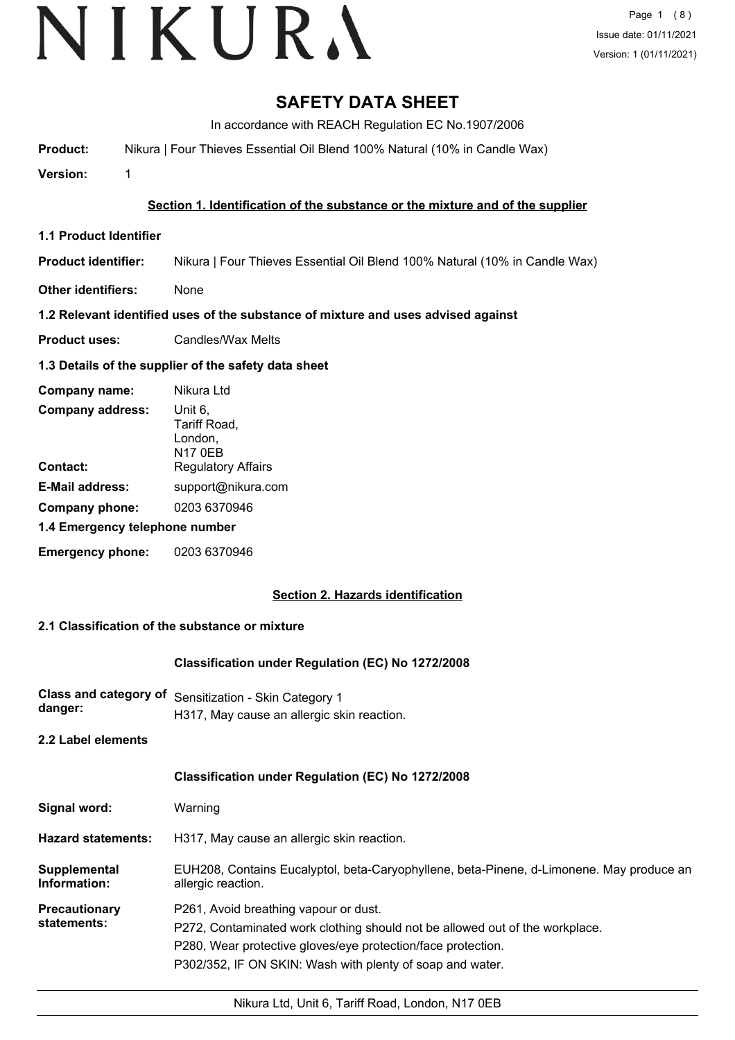# SAFETY DATA SHEET

In accordance with REACH Regulation EC No.1907/2006

**Product:** Nikura | Four Thieves Essential Oil Blend 100% Natural (10% in Candle Wax)

**Version:** 1

## Section 1. Identification of the substance or the mixture and of the supplier

### 1.1 Product Identifier

**Product identifier:** Nikura | Four Thieves Essential Oil Blend 100% Natural (10% in Candle Wax)

**Other identifiers:** None

### 1.2 Relevant identified uses of the substance of mixture and uses advised against

**Product uses:** Candles/Wax Melts

### 1.3 Details of the supplier of the safety data sheet

**Company name:** Nikura Ltd

**Company address:** Unit 6,
Tariff Road,
London,
N17 0EB

**Contact:** Regulatory Affairs

**E-Mail address:** support@nikura.com

**Company phone:** 0203 6370946

### 1.4 Emergency telephone number

**Emergency phone:** 0203 6370946

## Section 2. Hazards identification

### 2.1 Classification of the substance or mixture

**Classification under Regulation (EC) No 1272/2008**

**Class and category of danger:** Sensitization - Skin Category 1
H317, May cause an allergic skin reaction.

### 2.2 Label elements

**Classification under Regulation (EC) No 1272/2008**

**Signal word:** Warning

**Hazard statements:** H317, May cause an allergic skin reaction.

**Supplemental Information:** EUH208, Contains Eucalyptol, beta-Caryophyllene, beta-Pinene, d-Limonene. May produce an allergic reaction.

**Precautionary statements:**
P261, Avoid breathing vapour or dust.
P272, Contaminated work clothing should not be allowed out of the workplace.
P280, Wear protective gloves/eye protection/face protection.
P302/352, IF ON SKIN: Wash with plenty of soap and water.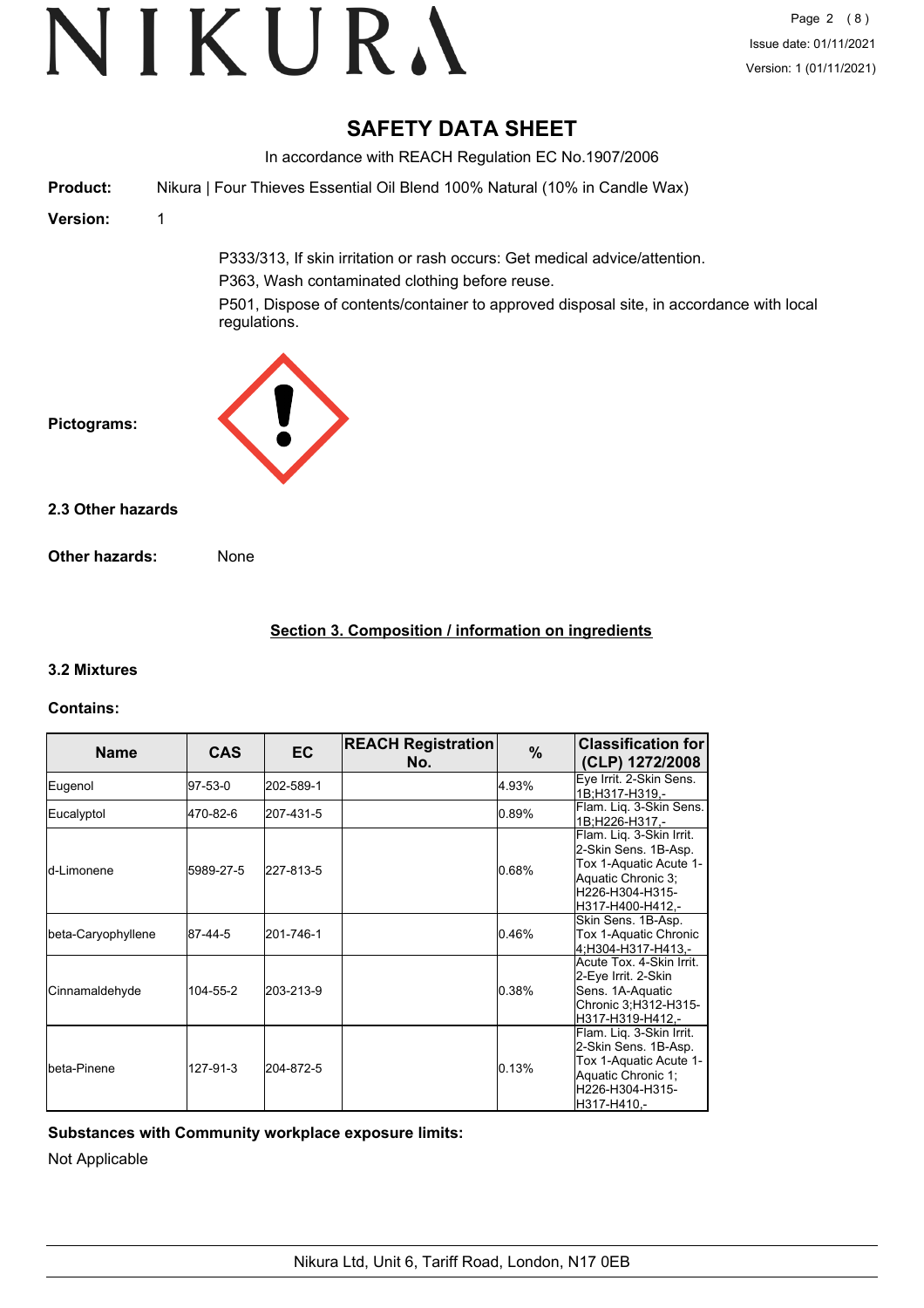# SAFETY DATA SHEET

In accordance with REACH Regulation EC No.1907/2006

**Product:** Nikura | Four Thieves Essential Oil Blend 100% Natural (10% in Candle Wax)

**Version:** 1

P333/313, If skin irritation or rash occurs: Get medical advice/attention.

P363, Wash contaminated clothing before reuse.

P501, Dispose of contents/container to approved disposal site, in accordance with local regulations.

**Pictograms:**

### 2.3 Other hazards

**Other hazards:** None

## Section 3. Composition / information on ingredients

### 3.2 Mixtures

**Contains:**

| Name | CAS | EC | REACH Registration No. | % | Classification for (CLP) 1272/2008 |
|---|---|---|---|---|---|
| Eugenol | 97-53-0 | 202-589-1 | | 4.93% | Eye Irrit. 2-Skin Sens. 1B;H317-H319,- |
| Eucalyptol | 470-82-6 | 207-431-5 | | 0.89% | Flam. Liq. 3-Skin Sens. 1B;H226-H317,- |
| d-Limonene | 5989-27-5 | 227-813-5 | | 0.68% | Flam. Liq. 3-Skin Irrit. 2-Skin Sens. 1B-Asp. Tox 1-Aquatic Acute 1-Aquatic Chronic 3;H226-H304-H315-H317-H400-H412,- |
| beta-Caryophyllene | 87-44-5 | 201-746-1 | | 0.46% | Skin Sens. 1B-Asp. Tox 1-Aquatic Chronic 4;H304-H317-H413,- |
| Cinnamaldehyde | 104-55-2 | 203-213-9 | | 0.38% | Acute Tox. 4-Skin Irrit. 2-Eye Irrit. 2-Skin Sens. 1A-Aquatic Chronic 3;H312-H315-H317-H319-H412,- |
| beta-Pinene | 127-91-3 | 204-872-5 | | 0.13% | Flam. Liq. 3-Skin Irrit. 2-Skin Sens. 1B-Asp. Tox 1-Aquatic Acute 1-Aquatic Chronic 1;H226-H304-H315-H317-H410,- |

**Substances with Community workplace exposure limits:**

Not Applicable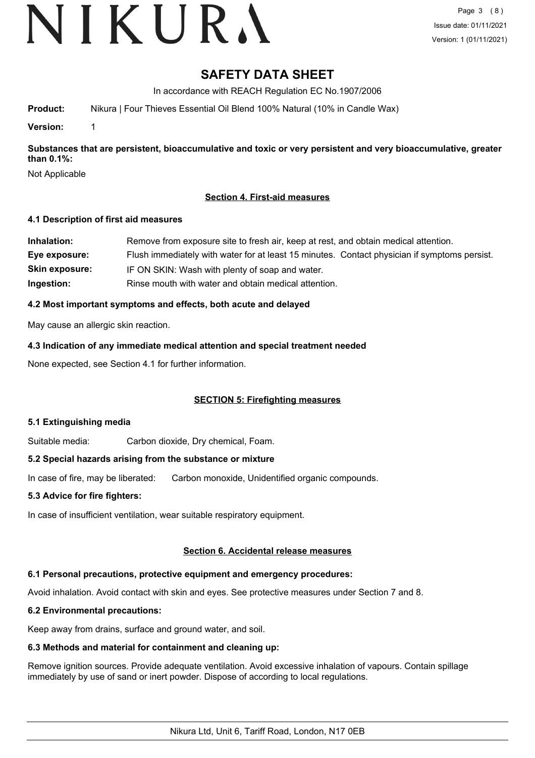# SAFETY DATA SHEET

In accordance with REACH Regulation EC No.1907/2006

**Product:** Nikura | Four Thieves Essential Oil Blend 100% Natural (10% in Candle Wax)

**Version:** 1

**Substances that are persistent, bioaccumulative and toxic or very persistent and very bioaccumulative, greater than 0.1%:**

Not Applicable

## Section 4. First-aid measures

### 4.1 Description of first aid measures

| | |
|---|---|
| **Inhalation:** | Remove from exposure site to fresh air, keep at rest, and obtain medical attention. |
| **Eye exposure:** | Flush immediately with water for at least 15 minutes. Contact physician if symptoms persist. |
| **Skin exposure:** | IF ON SKIN: Wash with plenty of soap and water. |
| **Ingestion:** | Rinse mouth with water and obtain medical attention. |

### 4.2 Most important symptoms and effects, both acute and delayed

May cause an allergic skin reaction.

### 4.3 Indication of any immediate medical attention and special treatment needed

None expected, see Section 4.1 for further information.

## SECTION 5: Firefighting measures

### 5.1 Extinguishing media

Suitable media: Carbon dioxide, Dry chemical, Foam.

### 5.2 Special hazards arising from the substance or mixture

In case of fire, may be liberated: Carbon monoxide, Unidentified organic compounds.

### 5.3 Advice for fire fighters:

In case of insufficient ventilation, wear suitable respiratory equipment.

## Section 6. Accidental release measures

### 6.1 Personal precautions, protective equipment and emergency procedures:

Avoid inhalation. Avoid contact with skin and eyes. See protective measures under Section 7 and 8.

### 6.2 Environmental precautions:

Keep away from drains, surface and ground water, and soil.

### 6.3 Methods and material for containment and cleaning up:

Remove ignition sources. Provide adequate ventilation. Avoid excessive inhalation of vapours. Contain spillage immediately by use of sand or inert powder. Dispose of according to local regulations.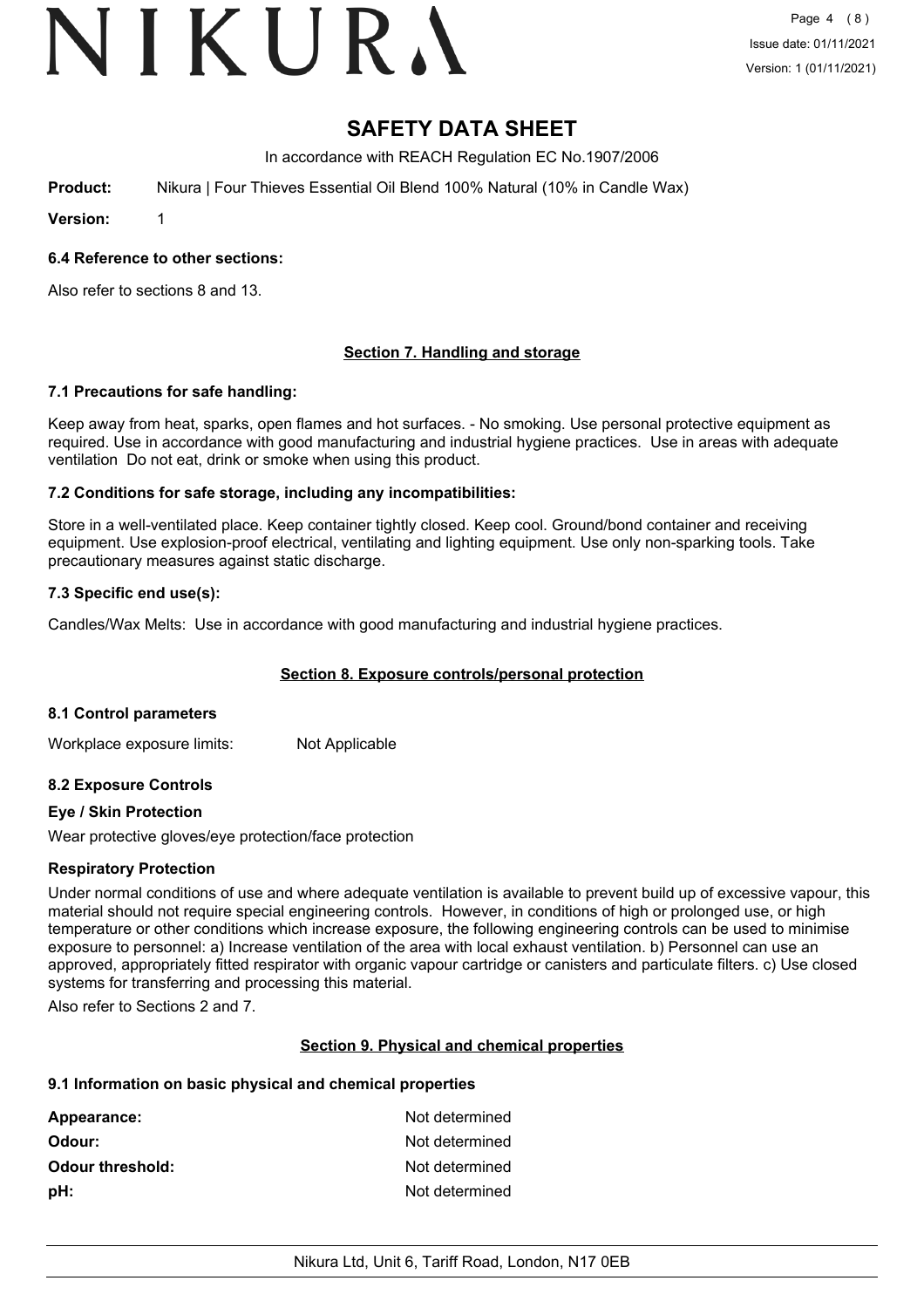# SAFETY DATA SHEET

In accordance with REACH Regulation EC No.1907/2006

**Product:** Nikura | Four Thieves Essential Oil Blend 100% Natural (10% in Candle Wax)

**Version:** 1

### 6.4 Reference to other sections:

Also refer to sections 8 and 13.

## Section 7. Handling and storage

### 7.1 Precautions for safe handling:

Keep away from heat, sparks, open flames and hot surfaces. - No smoking. Use personal protective equipment as required. Use in accordance with good manufacturing and industrial hygiene practices. Use in areas with adequate ventilation Do not eat, drink or smoke when using this product.

### 7.2 Conditions for safe storage, including any incompatibilities:

Store in a well-ventilated place. Keep container tightly closed. Keep cool. Ground/bond container and receiving equipment. Use explosion-proof electrical, ventilating and lighting equipment. Use only non-sparking tools. Take precautionary measures against static discharge.

### 7.3 Specific end use(s):

Candles/Wax Melts: Use in accordance with good manufacturing and industrial hygiene practices.

## Section 8. Exposure controls/personal protection

### 8.1 Control parameters

Workplace exposure limits: Not Applicable

### 8.2 Exposure Controls

#### Eye / Skin Protection

Wear protective gloves/eye protection/face protection

#### Respiratory Protection

Under normal conditions of use and where adequate ventilation is available to prevent build up of excessive vapour, this material should not require special engineering controls. However, in conditions of high or prolonged use, or high temperature or other conditions which increase exposure, the following engineering controls can be used to minimise exposure to personnel: a) Increase ventilation of the area with local exhaust ventilation. b) Personnel can use an approved, appropriately fitted respirator with organic vapour cartridge or canisters and particulate filters. c) Use closed systems for transferring and processing this material.

Also refer to Sections 2 and 7.

## Section 9. Physical and chemical properties

### 9.1 Information on basic physical and chemical properties

| | |
|---|---|
| **Appearance:** | Not determined |
| **Odour:** | Not determined |
| **Odour threshold:** | Not determined |
| **pH:** | Not determined |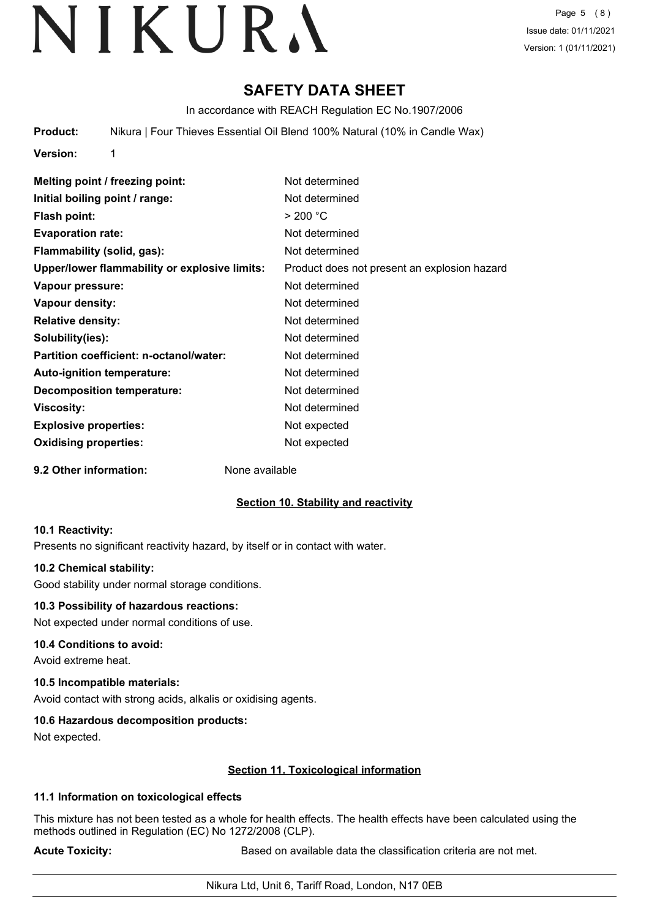# SAFETY DATA SHEET

In accordance with REACH Regulation EC No.1907/2006

**Product:** Nikura | Four Thieves Essential Oil Blend 100% Natural (10% in Candle Wax)

**Version:** 1

| | |
|---|---|
| **Melting point / freezing point:** | Not determined |
| **Initial boiling point / range:** | Not determined |
| **Flash point:** | > 200 °C |
| **Evaporation rate:** | Not determined |
| **Flammability (solid, gas):** | Not determined |
| **Upper/lower flammability or explosive limits:** | Product does not present an explosion hazard |
| **Vapour pressure:** | Not determined |
| **Vapour density:** | Not determined |
| **Relative density:** | Not determined |
| **Solubility(ies):** | Not determined |
| **Partition coefficient: n-octanol/water:** | Not determined |
| **Auto-ignition temperature:** | Not determined |
| **Decomposition temperature:** | Not determined |
| **Viscosity:** | Not determined |
| **Explosive properties:** | Not expected |
| **Oxidising properties:** | Not expected |

**9.2 Other information:** None available

## Section 10. Stability and reactivity

**10.1 Reactivity:**

Presents no significant reactivity hazard, by itself or in contact with water.

**10.2 Chemical stability:**

Good stability under normal storage conditions.

**10.3 Possibility of hazardous reactions:**

Not expected under normal conditions of use.

**10.4 Conditions to avoid:**

Avoid extreme heat.

**10.5 Incompatible materials:**

Avoid contact with strong acids, alkalis or oxidising agents.

**10.6 Hazardous decomposition products:**

Not expected.

## Section 11. Toxicological information

**11.1 Information on toxicological effects**

This mixture has not been tested as a whole for health effects. The health effects have been calculated using the methods outlined in Regulation (EC) No 1272/2008 (CLP).

**Acute Toxicity:** Based on available data the classification criteria are not met.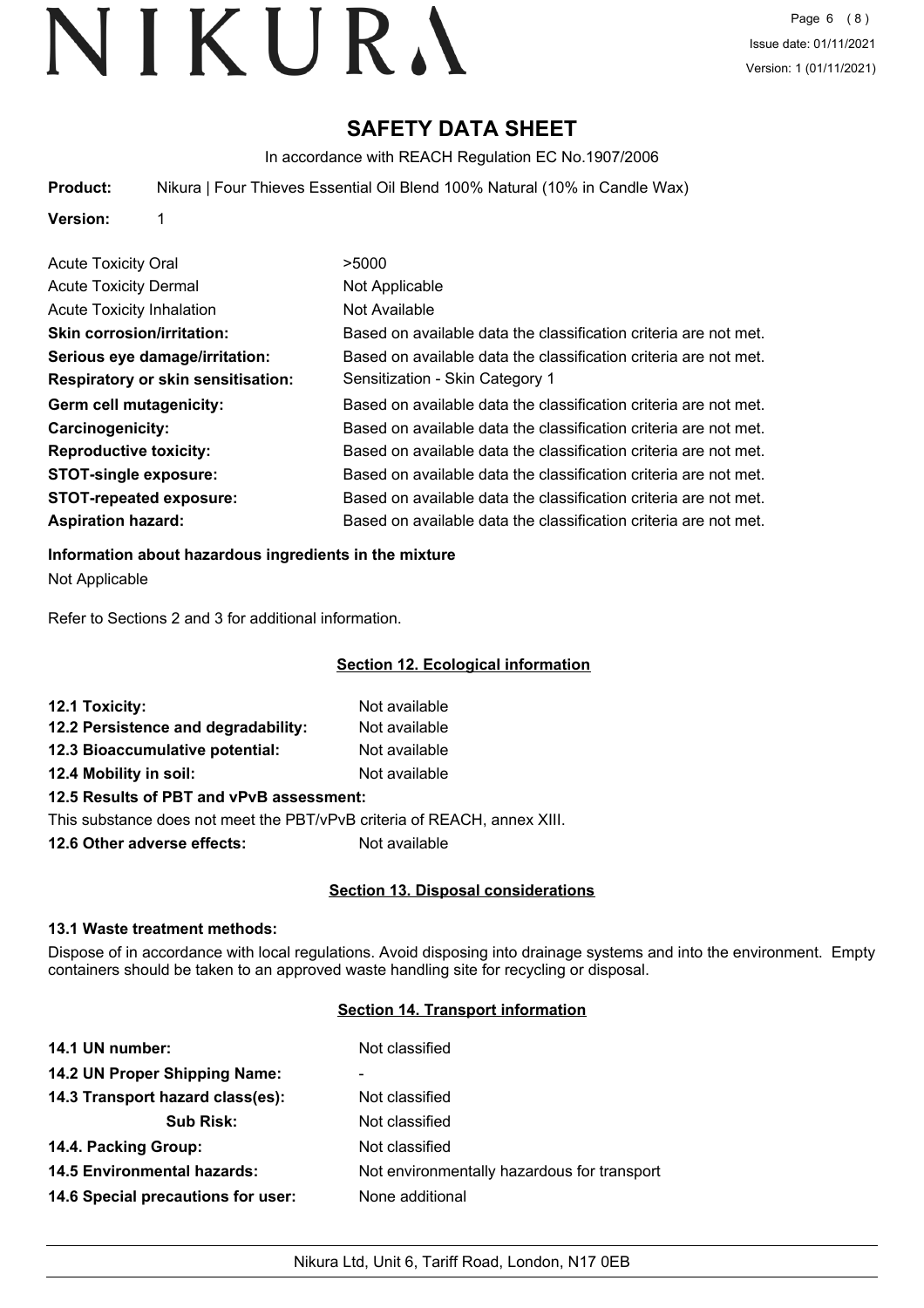# SAFETY DATA SHEET

In accordance with REACH Regulation EC No.1907/2006

**Product:** Nikura | Four Thieves Essential Oil Blend 100% Natural (10% in Candle Wax)

**Version:** 1

| | |
|---|---|
| Acute Toxicity Oral | >5000 |
| Acute Toxicity Dermal | Not Applicable |
| Acute Toxicity Inhalation | Not Available |
| **Skin corrosion/irritation:** | Based on available data the classification criteria are not met. |
| **Serious eye damage/irritation:** | Based on available data the classification criteria are not met. |
| **Respiratory or skin sensitisation:** | Sensitization - Skin Category 1 |
| **Germ cell mutagenicity:** | Based on available data the classification criteria are not met. |
| **Carcinogenicity:** | Based on available data the classification criteria are not met. |
| **Reproductive toxicity:** | Based on available data the classification criteria are not met. |
| **STOT-single exposure:** | Based on available data the classification criteria are not met. |
| **STOT-repeated exposure:** | Based on available data the classification criteria are not met. |
| **Aspiration hazard:** | Based on available data the classification criteria are not met. |

**Information about hazardous ingredients in the mixture**

Not Applicable

Refer to Sections 2 and 3 for additional information.

## Section 12. Ecological information

| | |
|---|---|
| **12.1 Toxicity:** | Not available |
| **12.2 Persistence and degradability:** | Not available |
| **12.3 Bioaccumulative potential:** | Not available |
| **12.4 Mobility in soil:** | Not available |

**12.5 Results of PBT and vPvB assessment:**

This substance does not meet the PBT/vPvB criteria of REACH, annex XIII.

**12.6 Other adverse effects:** Not available

## Section 13. Disposal considerations

**13.1 Waste treatment methods:**

Dispose of in accordance with local regulations. Avoid disposing into drainage systems and into the environment. Empty containers should be taken to an approved waste handling site for recycling or disposal.

## Section 14. Transport information

| | |
|---|---|
| **14.1 UN number:** | Not classified |
| **14.2 UN Proper Shipping Name:** | - |
| **14.3 Transport hazard class(es):** | Not classified |
| **Sub Risk:** | Not classified |
| **14.4. Packing Group:** | Not classified |
| **14.5 Environmental hazards:** | Not environmentally hazardous for transport |
| **14.6 Special precautions for user:** | None additional |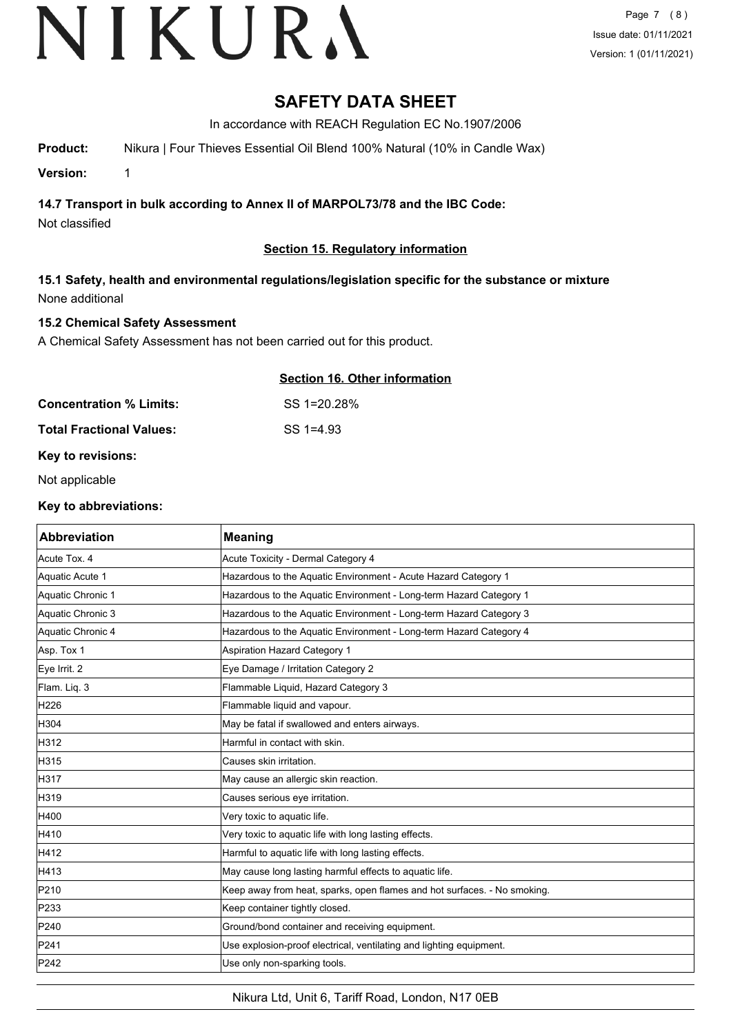# SAFETY DATA SHEET

In accordance with REACH Regulation EC No.1907/2006

**Product:** Nikura | Four Thieves Essential Oil Blend 100% Natural (10% in Candle Wax)

**Version:** 1

### 14.7 Transport in bulk according to Annex II of MARPOL73/78 and the IBC Code:

Not classified

## Section 15. Regulatory information

### 15.1 Safety, health and environmental regulations/legislation specific for the substance or mixture

None additional

### 15.2 Chemical Safety Assessment

A Chemical Safety Assessment has not been carried out for this product.

## Section 16. Other information

**Concentration % Limits:** SS 1=20.28%

**Total Fractional Values:** SS 1=4.93

**Key to revisions:**

Not applicable

**Key to abbreviations:**

| Abbreviation | Meaning |
|---|---|
| Acute Tox. 4 | Acute Toxicity - Dermal Category 4 |
| Aquatic Acute 1 | Hazardous to the Aquatic Environment - Acute Hazard Category 1 |
| Aquatic Chronic 1 | Hazardous to the Aquatic Environment - Long-term Hazard Category 1 |
| Aquatic Chronic 3 | Hazardous to the Aquatic Environment - Long-term Hazard Category 3 |
| Aquatic Chronic 4 | Hazardous to the Aquatic Environment - Long-term Hazard Category 4 |
| Asp. Tox 1 | Aspiration Hazard Category 1 |
| Eye Irrit. 2 | Eye Damage / Irritation Category 2 |
| Flam. Liq. 3 | Flammable Liquid, Hazard Category 3 |
| H226 | Flammable liquid and vapour. |
| H304 | May be fatal if swallowed and enters airways. |
| H312 | Harmful in contact with skin. |
| H315 | Causes skin irritation. |
| H317 | May cause an allergic skin reaction. |
| H319 | Causes serious eye irritation. |
| H400 | Very toxic to aquatic life. |
| H410 | Very toxic to aquatic life with long lasting effects. |
| H412 | Harmful to aquatic life with long lasting effects. |
| H413 | May cause long lasting harmful effects to aquatic life. |
| P210 | Keep away from heat, sparks, open flames and hot surfaces. - No smoking. |
| P233 | Keep container tightly closed. |
| P240 | Ground/bond container and receiving equipment. |
| P241 | Use explosion-proof electrical, ventilating and lighting equipment. |
| P242 | Use only non-sparking tools. |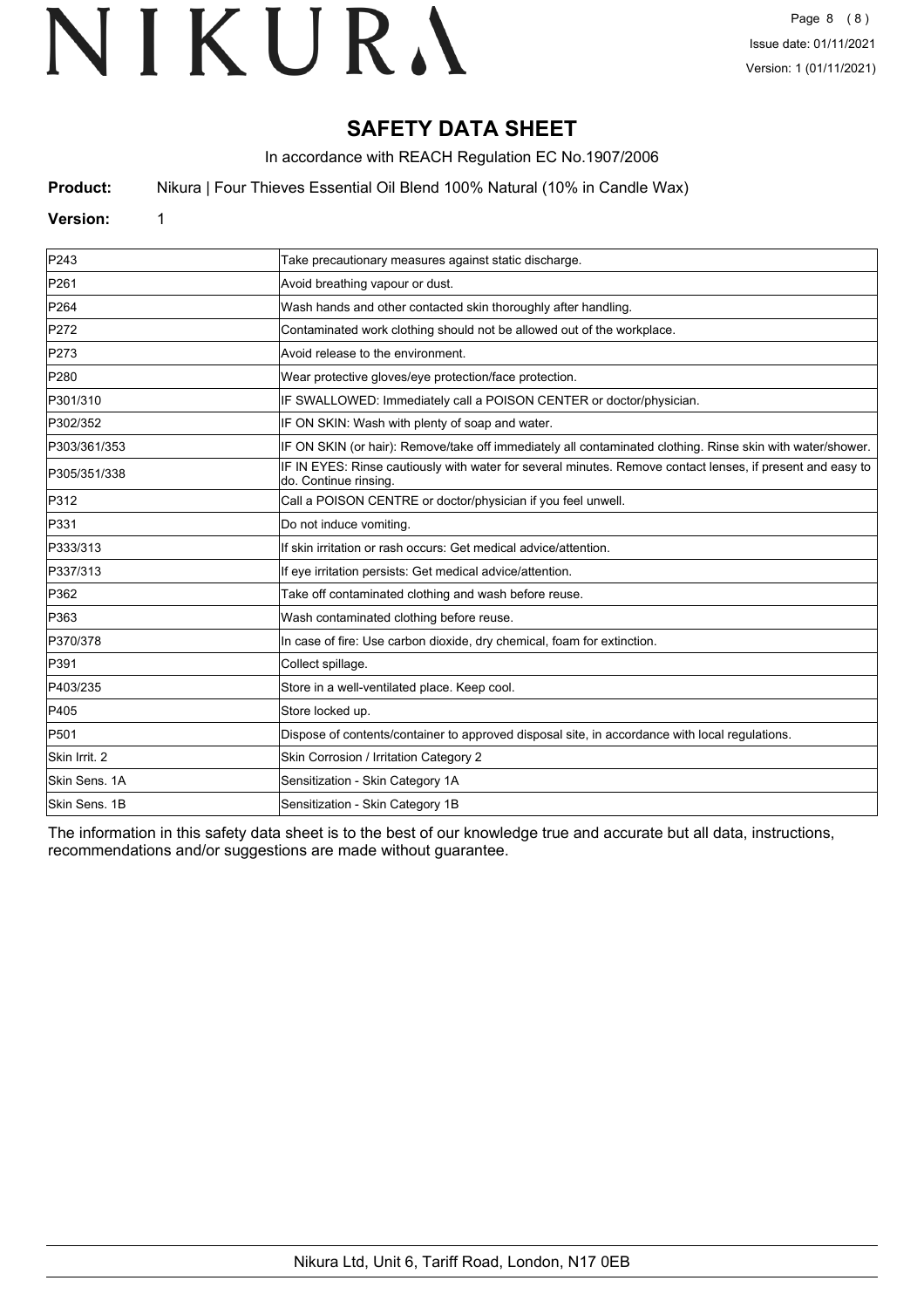# SAFETY DATA SHEET

In accordance with REACH Regulation EC No.1907/2006

**Product:** Nikura | Four Thieves Essential Oil Blend 100% Natural (10% in Candle Wax)

**Version:** 1

| | |
|---|---|
| P243 | Take precautionary measures against static discharge. |
| P261 | Avoid breathing vapour or dust. |
| P264 | Wash hands and other contacted skin thoroughly after handling. |
| P272 | Contaminated work clothing should not be allowed out of the workplace. |
| P273 | Avoid release to the environment. |
| P280 | Wear protective gloves/eye protection/face protection. |
| P301/310 | IF SWALLOWED: Immediately call a POISON CENTER or doctor/physician. |
| P302/352 | IF ON SKIN: Wash with plenty of soap and water. |
| P303/361/353 | IF ON SKIN (or hair): Remove/take off immediately all contaminated clothing. Rinse skin with water/shower. |
| P305/351/338 | IF IN EYES: Rinse cautiously with water for several minutes. Remove contact lenses, if present and easy to do. Continue rinsing. |
| P312 | Call a POISON CENTRE or doctor/physician if you feel unwell. |
| P331 | Do not induce vomiting. |
| P333/313 | If skin irritation or rash occurs: Get medical advice/attention. |
| P337/313 | If eye irritation persists: Get medical advice/attention. |
| P362 | Take off contaminated clothing and wash before reuse. |
| P363 | Wash contaminated clothing before reuse. |
| P370/378 | In case of fire: Use carbon dioxide, dry chemical, foam for extinction. |
| P391 | Collect spillage. |
| P403/235 | Store in a well-ventilated place. Keep cool. |
| P405 | Store locked up. |
| P501 | Dispose of contents/container to approved disposal site, in accordance with local regulations. |
| Skin Irrit. 2 | Skin Corrosion / Irritation Category 2 |
| Skin Sens. 1A | Sensitization - Skin Category 1A |
| Skin Sens. 1B | Sensitization - Skin Category 1B |

The information in this safety data sheet is to the best of our knowledge true and accurate but all data, instructions, recommendations and/or suggestions are made without guarantee.